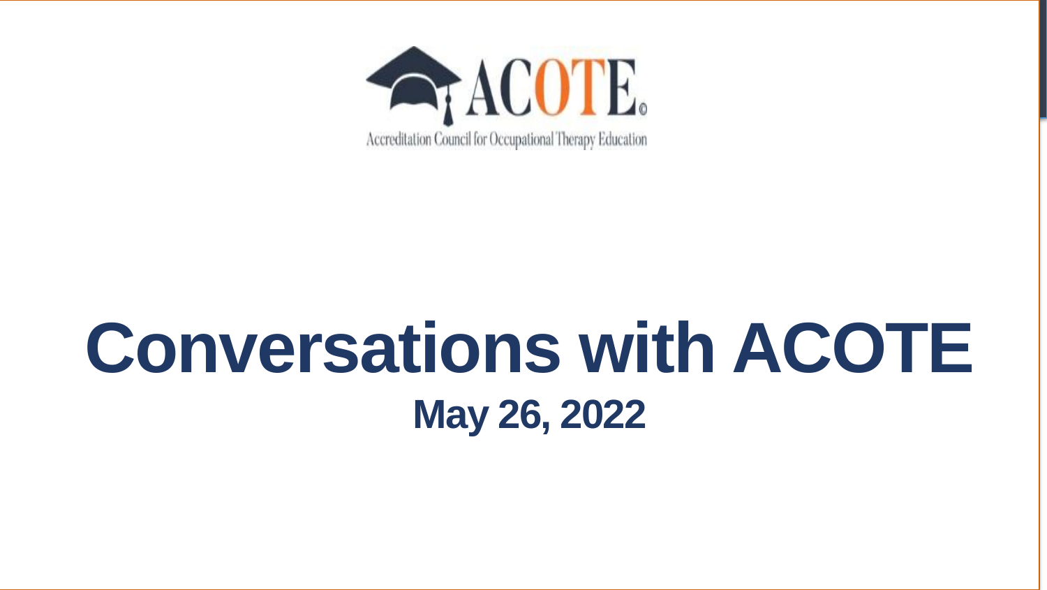ACOTE®

Accreditation Council for Occupational Therapy Education

# Conversations with ACOTE

## May 26, 2022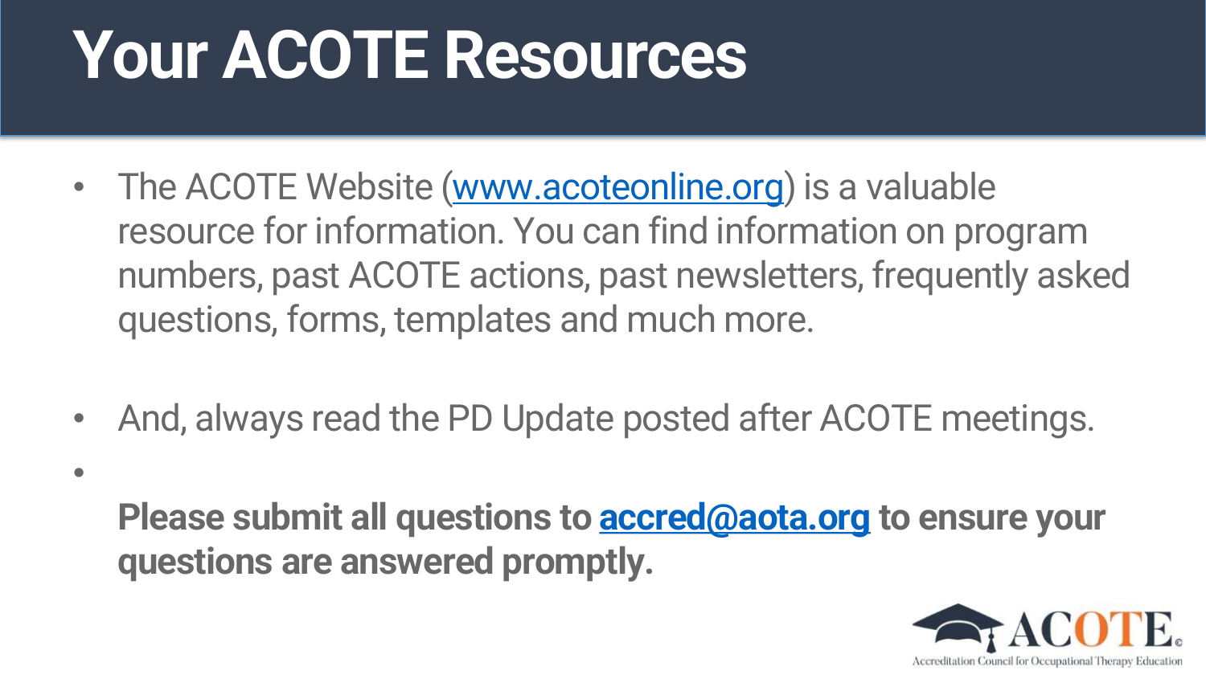# Your ACOTE Resources

- The ACOTE Website (www.acoteonline.org) is a valuable resource for information. You can find information on program numbers, past ACOTE actions, past newsletters, frequently asked questions, forms, templates and much more.

- And, always read the PD Update posted after ACOTE meetings.

- **Please submit all questions to accred@aota.org to ensure your questions are answered promptly.**

ACOTE® Accreditation Council for Occupational Therapy Education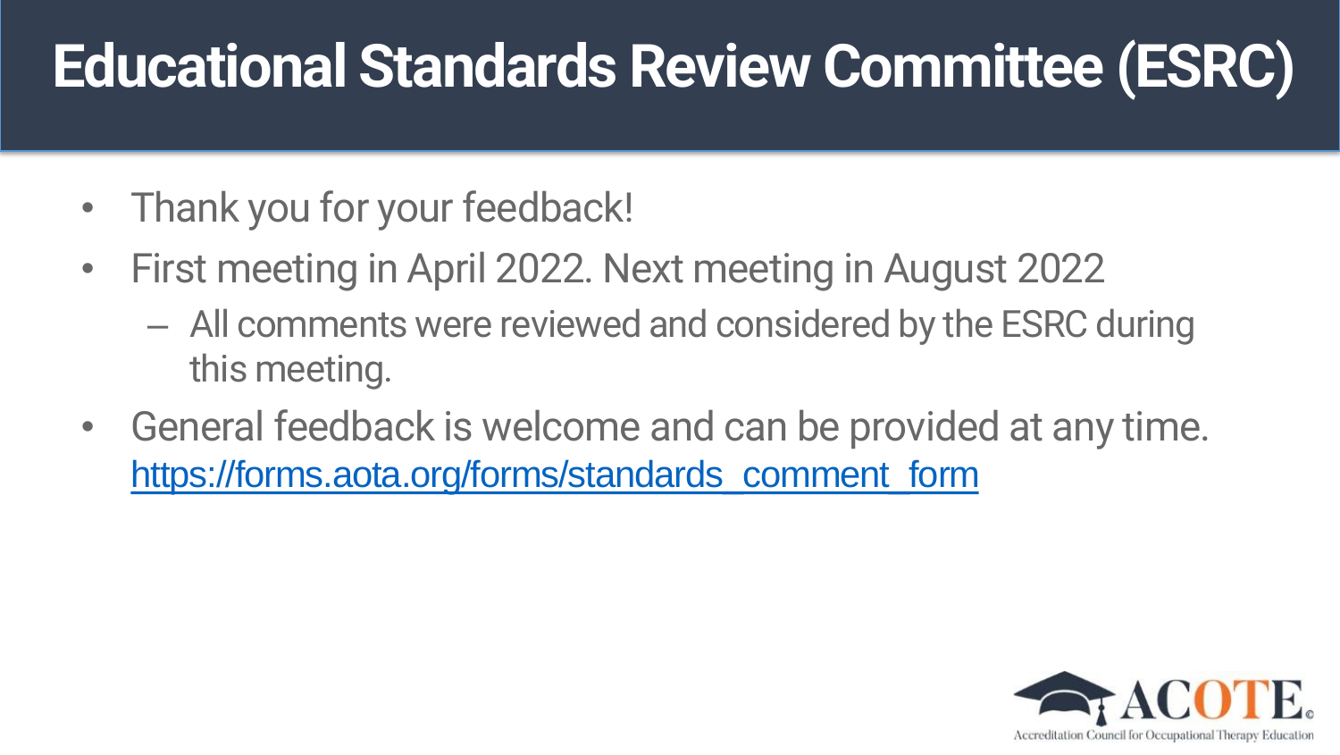# Educational Standards Review Committee (ESRC)

- Thank you for your feedback!
- First meeting in April 2022. Next meeting in August 2022
  - All comments were reviewed and considered by the ESRC during this meeting.
- General feedback is welcome and can be provided at any time. https://forms.aota.org/forms/standards_comment_form

ACOTE® Accreditation Council for Occupational Therapy Education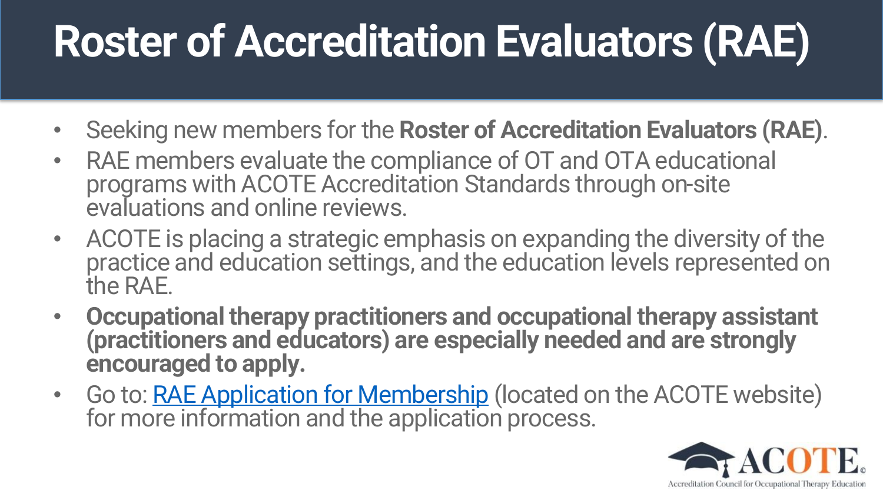# Roster of Accreditation Evaluators (RAE)

- Seeking new members for the **Roster of Accreditation Evaluators (RAE)**.
- RAE members evaluate the compliance of OT and OTA educational programs with ACOTE Accreditation Standards through on-site evaluations and online reviews.
- ACOTE is placing a strategic emphasis on expanding the diversity of the practice and education settings, and the education levels represented on the RAE.
- **Occupational therapy practitioners and occupational therapy assistant (practitioners and educators) are especially needed and are strongly encouraged to apply.**
- Go to: [RAE Application for Membership]() (located on the ACOTE website) for more information and the application process.

ACOTE
Accreditation Council for Occupational Therapy Education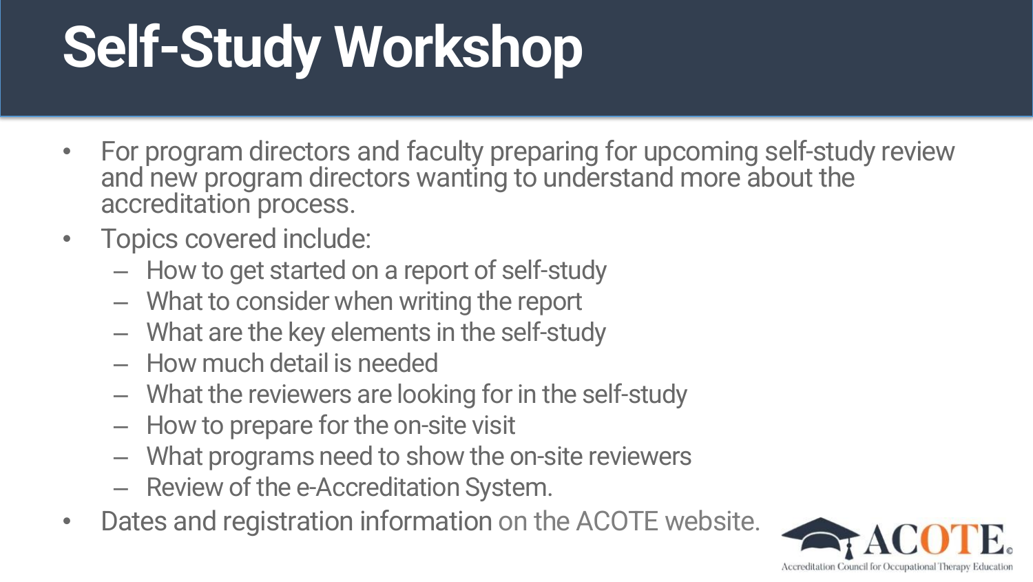# Self-Study Workshop

- For program directors and faculty preparing for upcoming self-study review and new program directors wanting to understand more about the accreditation process.
- Topics covered include:
  - How to get started on a report of self-study
  - What to consider when writing the report
  - What are the key elements in the self-study
  - How much detail is needed
  - What the reviewers are looking for in the self-study
  - How to prepare for the on-site visit
  - What programs need to show the on-site reviewers
  - Review of the e-Accreditation System.
- Dates and registration information on the ACOTE website.

ACOTE©
Accreditation Council for Occupational Therapy Education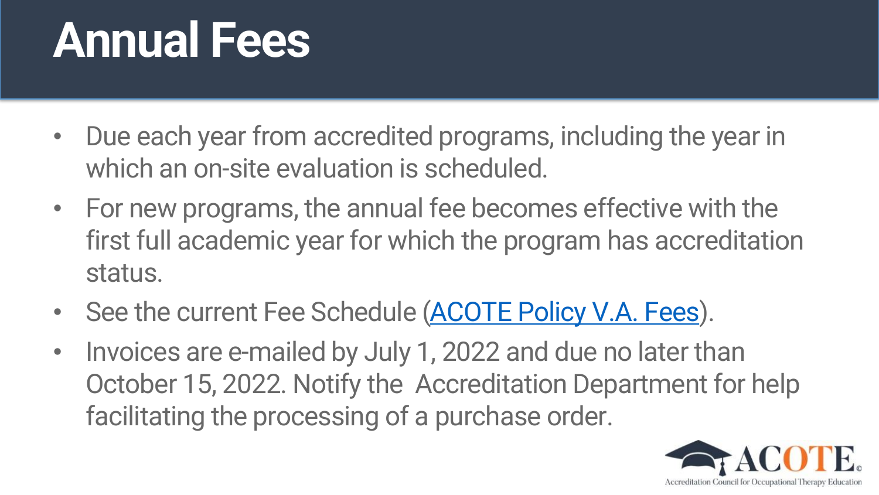# Annual Fees

- Due each year from accredited programs, including the year in which an on-site evaluation is scheduled.
- For new programs, the annual fee becomes effective with the first full academic year for which the program has accreditation status.
- See the current Fee Schedule (ACOTE Policy V.A. Fees).
- Invoices are e-mailed by July 1, 2022 and due no later than October 15, 2022. Notify the Accreditation Department for help facilitating the processing of a purchase order.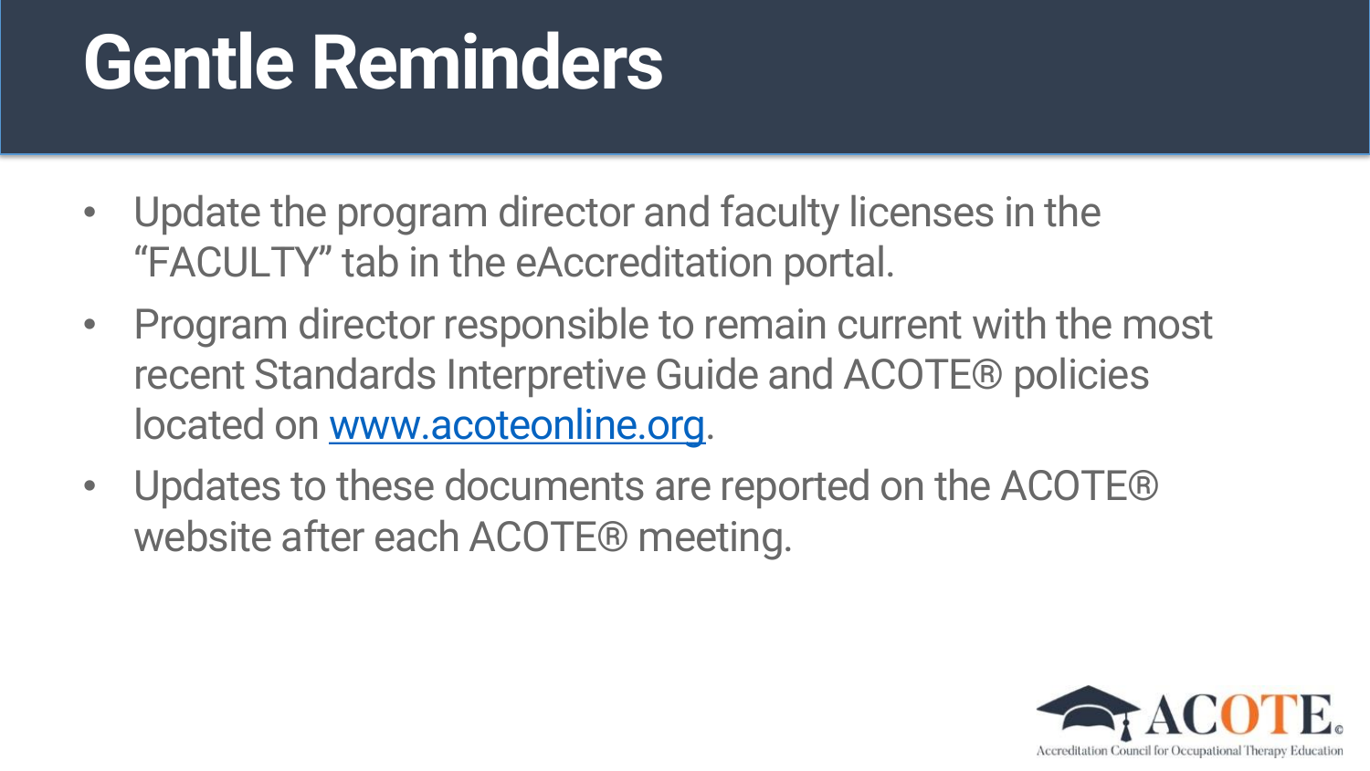# Gentle Reminders

- Update the program director and faculty licenses in the "FACULTY" tab in the eAccreditation portal.
- Program director responsible to remain current with the most recent Standards Interpretive Guide and ACOTE® policies located on [www.acoteonline.org](http://www.acoteonline.org).
- Updates to these documents are reported on the ACOTE® website after each ACOTE® meeting.

ACOTE®
Accreditation Council for Occupational Therapy Education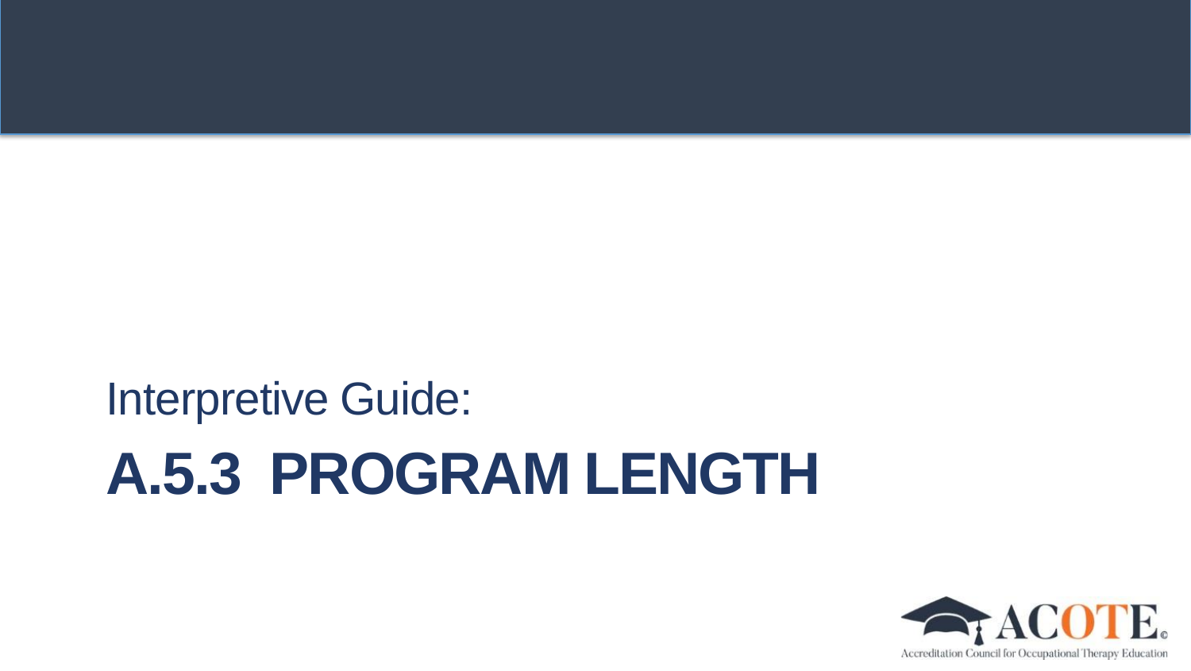Interpretive Guide:

# A.5.3 PROGRAM LENGTH

ACOTE

Accreditation Council for Occupational Therapy Education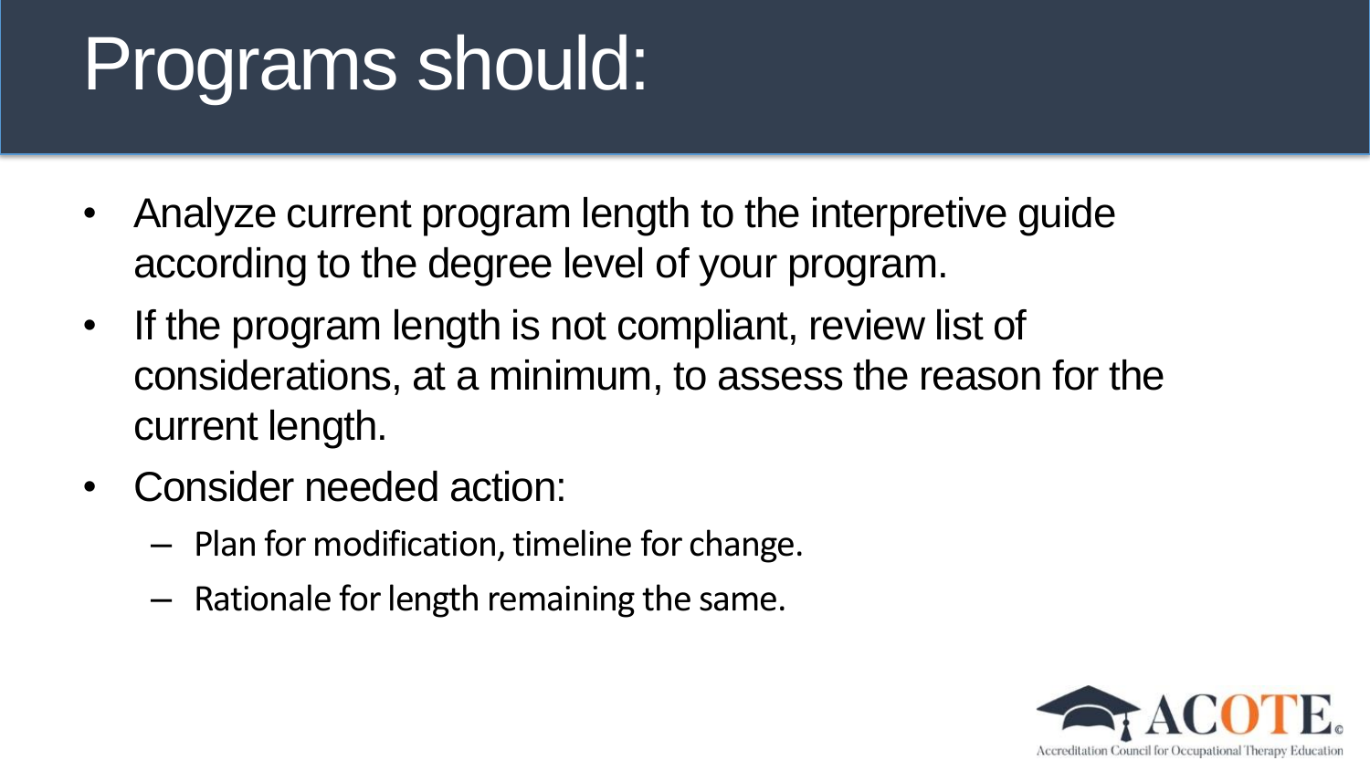# Programs should:

- Analyze current program length to the interpretive guide according to the degree level of your program.
- If the program length is not compliant, review list of considerations, at a minimum, to assess the reason for the current length.
- Consider needed action:
  - Plan for modification, timeline for change.
  - Rationale for length remaining the same.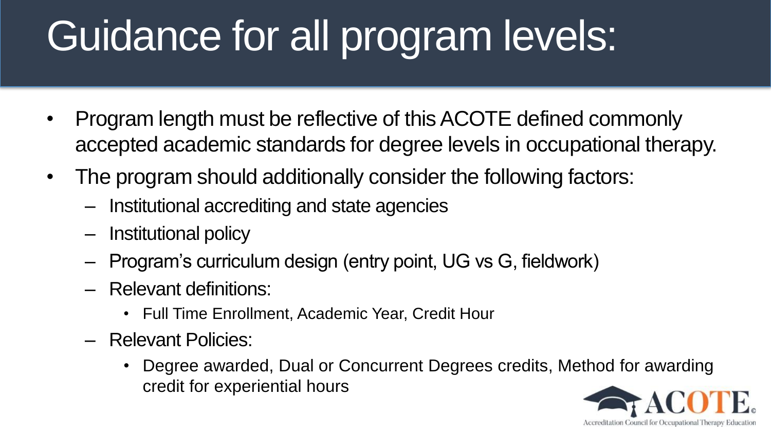# Guidance for all program levels:

- Program length must be reflective of this ACOTE defined commonly accepted academic standards for degree levels in occupational therapy.
- The program should additionally consider the following factors:
  - Institutional accrediting and state agencies
  - Institutional policy
  - Program's curriculum design (entry point, UG vs G, fieldwork)
  - Relevant definitions:
    - Full Time Enrollment, Academic Year, Credit Hour
  - Relevant Policies:
    - Degree awarded, Dual or Concurrent Degrees credits, Method for awarding credit for experiential hours

ACOTE©
Accreditation Council for Occupational Therapy Education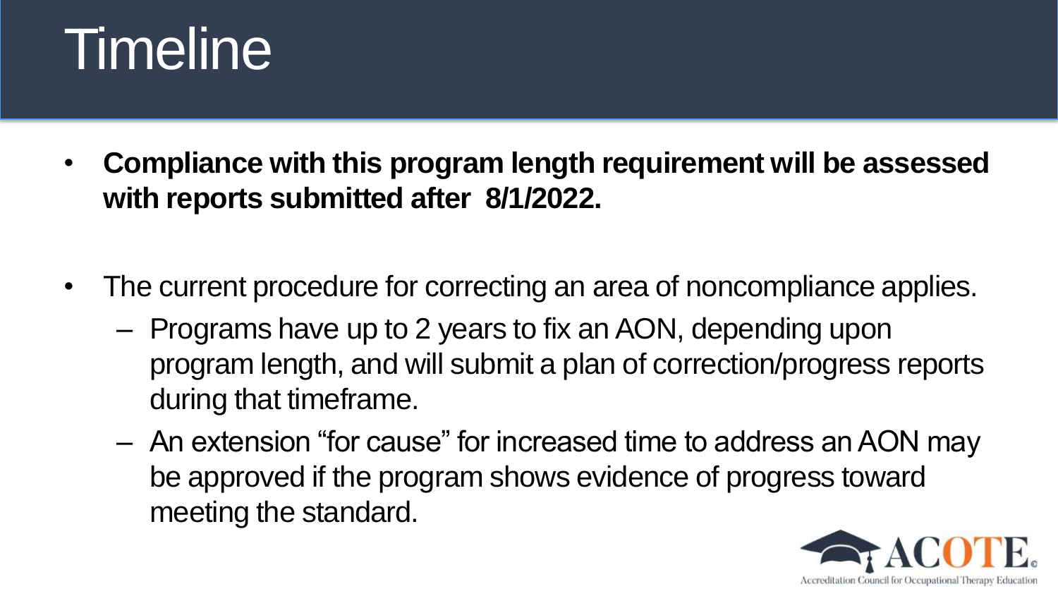# Timeline

- **Compliance with this program length requirement will be assessed with reports submitted after 8/1/2022.**
- The current procedure for correcting an area of noncompliance applies.
  - Programs have up to 2 years to fix an AON, depending upon program length, and will submit a plan of correction/progress reports during that timeframe.
  - An extension "for cause" for increased time to address an AON may be approved if the program shows evidence of progress toward meeting the standard.

ACOTE.
Accreditation Council for Occupational Therapy Education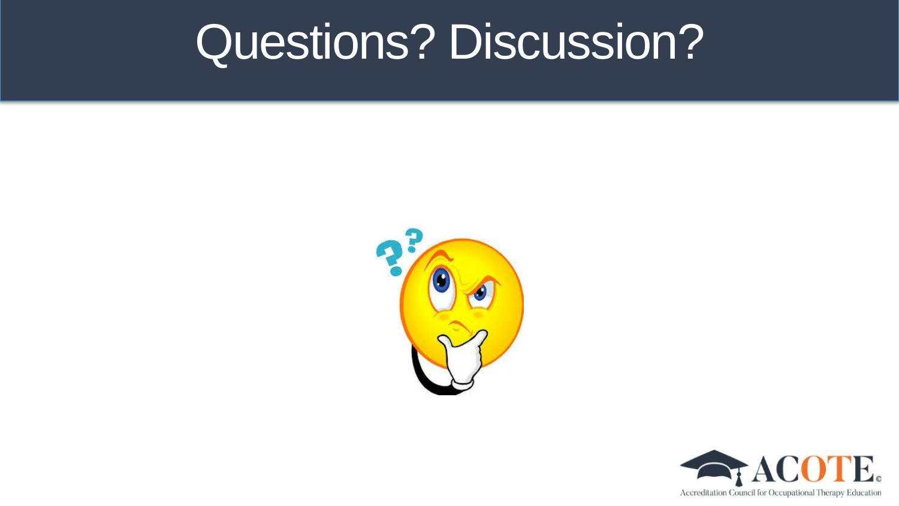# Questions? Discussion?